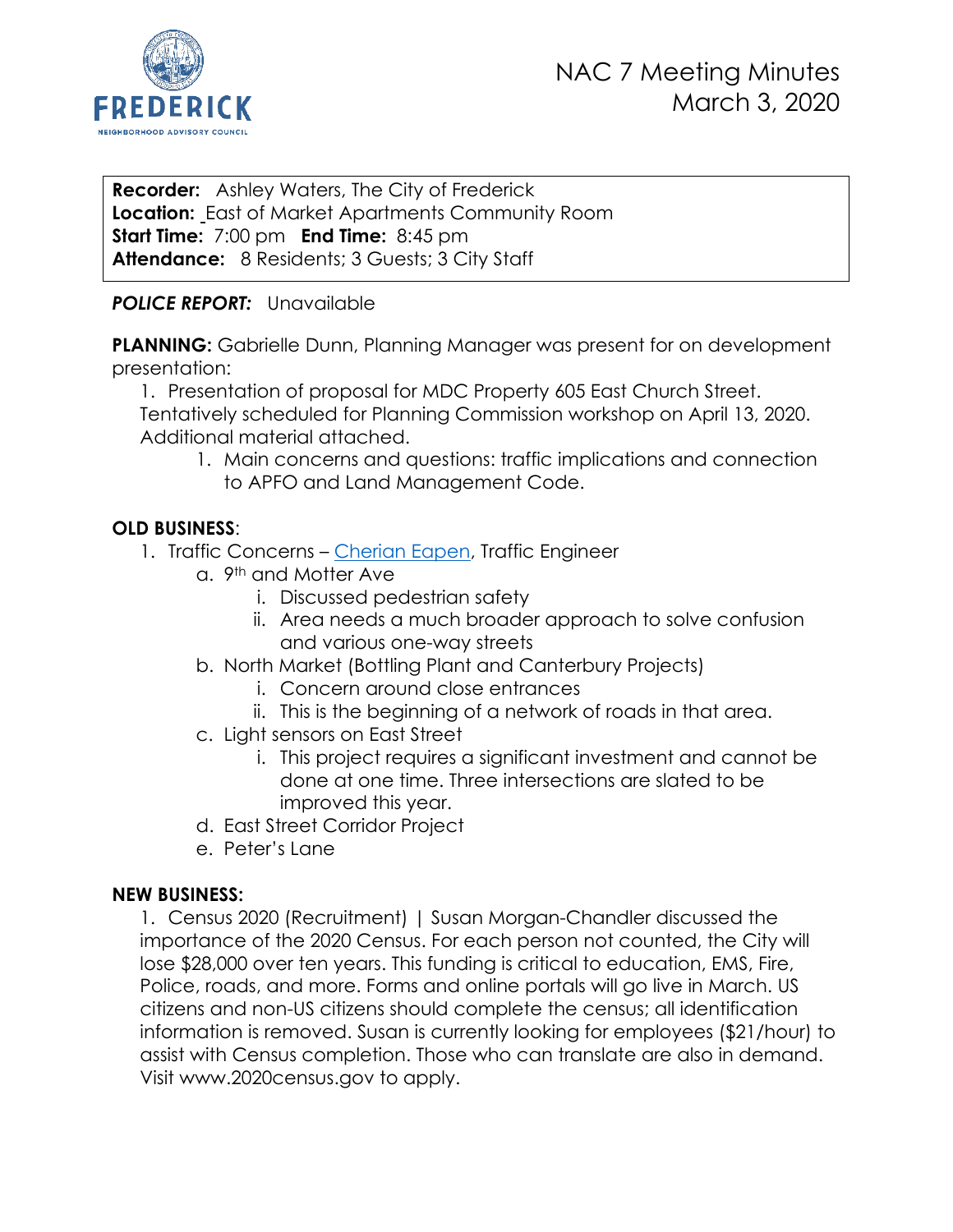# NAC 7 Meeting Minutes
## March 3, 2020

**Recorder:** Ashley Waters, The City of Frederick
**Location:** East of Market Apartments Community Room
**Start Time:** 7:00 pm **End Time:** 8:45 pm
**Attendance:** 8 Residents; 3 Guests; 3 City Staff

***POLICE REPORT:*** Unavailable

**PLANNING:** Gabrielle Dunn, Planning Manager was present for on development presentation:

1. Presentation of proposal for MDC Property 605 East Church Street. Tentatively scheduled for Planning Commission workshop on April 13, 2020. Additional material attached.
   1. Main concerns and questions: traffic implications and connection to APFO and Land Management Code.

**OLD BUSINESS**:

1. Traffic Concerns – Cherian Eapen, Traffic Engineer
   a. 9th and Motter Ave
      i. Discussed pedestrian safety
      ii. Area needs a much broader approach to solve confusion and various one-way streets
   b. North Market (Bottling Plant and Canterbury Projects)
      i. Concern around close entrances
      ii. This is the beginning of a network of roads in that area.
   c. Light sensors on East Street
      i. This project requires a significant investment and cannot be done at one time. Three intersections are slated to be improved this year.
   d. East Street Corridor Project
   e. Peter's Lane

**NEW BUSINESS:**

1. Census 2020 (Recruitment) | Susan Morgan-Chandler discussed the importance of the 2020 Census. For each person not counted, the City will lose $28,000 over ten years. This funding is critical to education, EMS, Fire, Police, roads, and more. Forms and online portals will go live in March. US citizens and non-US citizens should complete the census; all identification information is removed. Susan is currently looking for employees ($21/hour) to assist with Census completion. Those who can translate are also in demand. Visit www.2020census.gov to apply.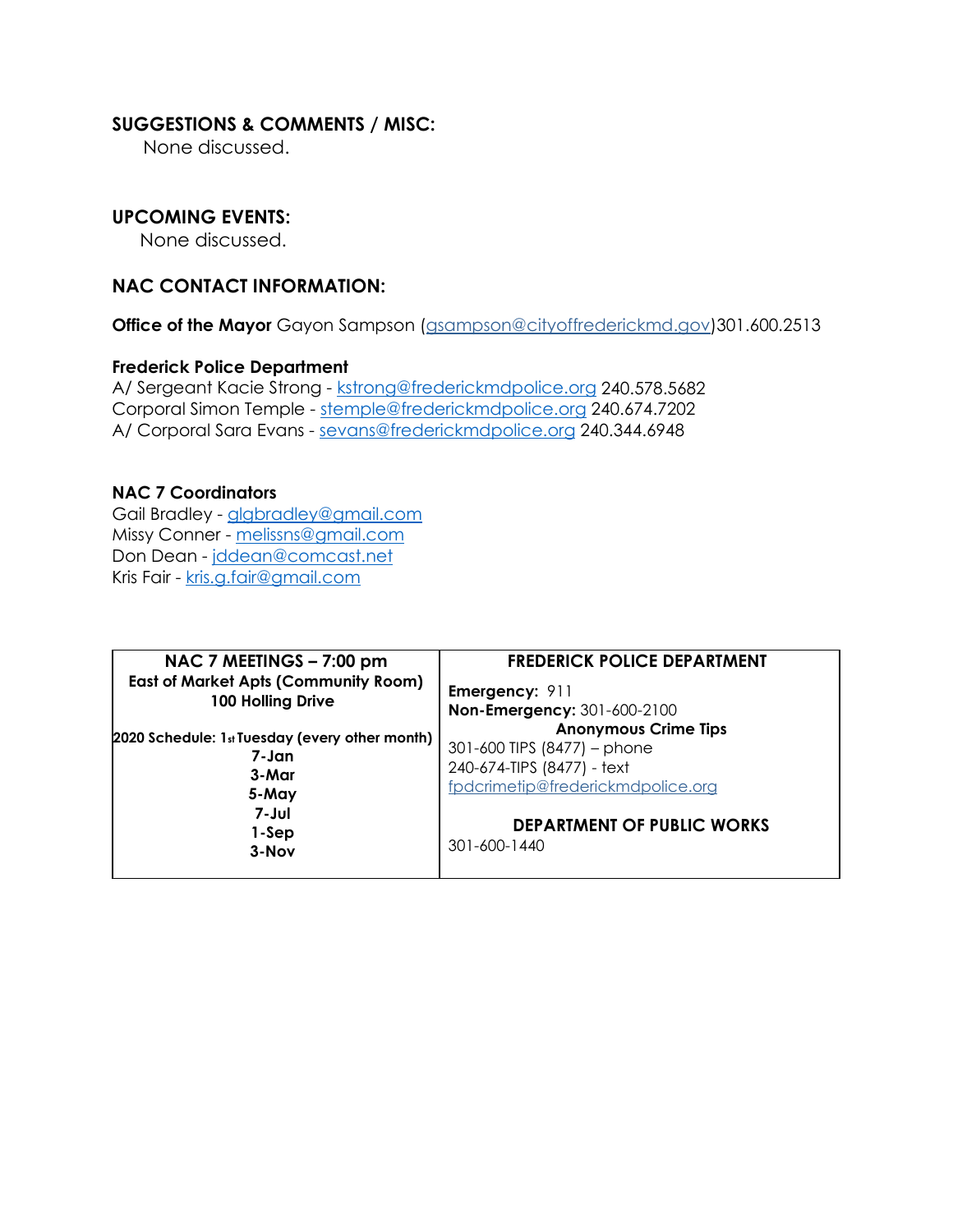## SUGGESTIONS & COMMENTS / MISC:

None discussed.

## UPCOMING EVENTS:

None discussed.

## NAC CONTACT INFORMATION:

**Office of the Mayor** Gayon Sampson (gsampson@cityoffrederickmd.gov)301.600.2513

**Frederick Police Department**
A/ Sergeant Kacie Strong - kstrong@frederickmdpolice.org 240.578.5682
Corporal Simon Temple - stemple@frederickmdpolice.org 240.674.7202
A/ Corporal Sara Evans - sevans@frederickmdpolice.org 240.344.6948

**NAC 7 Coordinators**
Gail Bradley - glgbradley@gmail.com
Missy Conner - melissns@gmail.com
Don Dean - jddean@comcast.net
Kris Fair - kris.g.fair@gmail.com

| NAC 7 MEETINGS – 7:00 pm | FREDERICK POLICE DEPARTMENT |
|---|---|
| **East of Market Apts (Community Room)**<br>**100 Holling Drive**<br><br>**2020 Schedule: 1st Tuesday (every other month)**<br>**7-Jan**<br>**3-Mar**<br>**5-May**<br>**7-Jul**<br>**1-Sep**<br>**3-Nov** | **Emergency:** 911<br>**Non-Emergency:** 301-600-2100<br>**Anonymous Crime Tips**<br>301-600 TIPS (8477) – phone<br>240-674-TIPS (8477) - text<br>fpdcrimetip@frederickmdpolice.org<br><br>**DEPARTMENT OF PUBLIC WORKS**<br>301-600-1440 |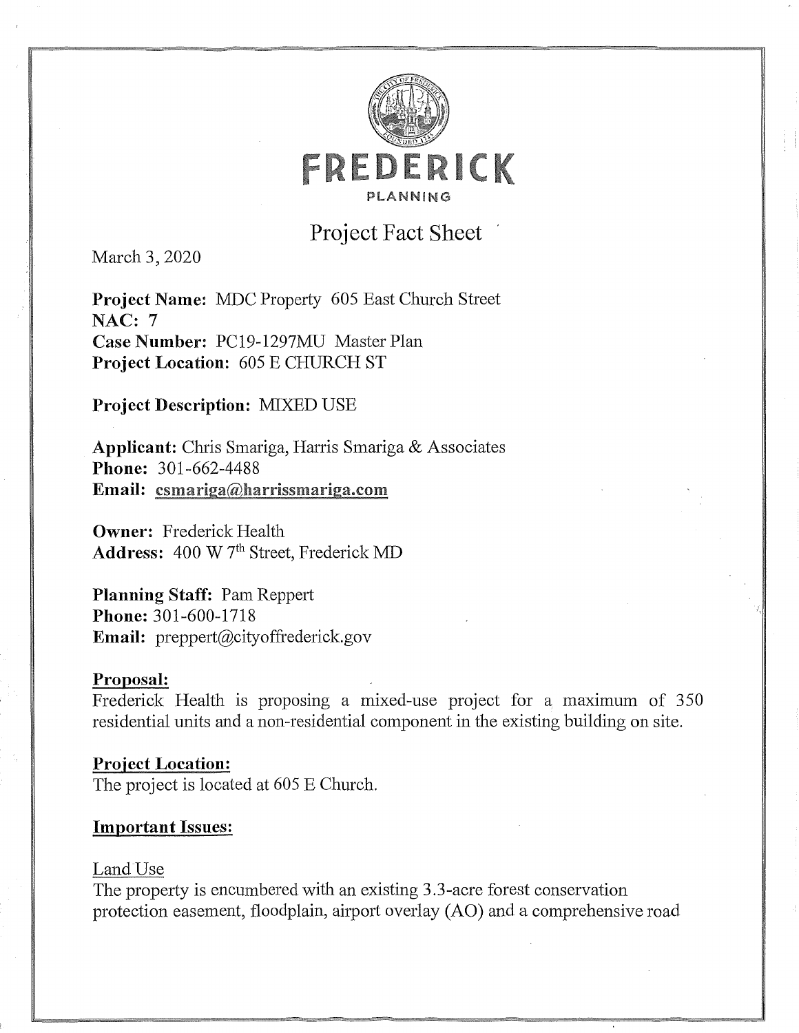# FREDERICK

PLANNING

## Project Fact Sheet

March 3, 2020

**Project Name:** MDC Property 605 East Church Street
**NAC:** 7
**Case Number:** PC19-1297MU Master Plan
**Project Location:** 605 E CHURCH ST

**Project Description:** MIXED USE

**Applicant:** Chris Smariga, Harris Smariga & Associates
**Phone:** 301-662-4488
**Email:** csmariga@harrissmariga.com

**Owner:** Frederick Health
**Address:** 400 W 7th Street, Frederick MD

**Planning Staff:** Pam Reppert
**Phone:** 301-600-1718
**Email:** preppert@cityoffrederick.gov

**Proposal:**

Frederick Health is proposing a mixed-use project for a maximum of 350 residential units and a non-residential component in the existing building on site.

**Project Location:**

The project is located at 605 E Church.

**Important Issues:**

Land Use

The property is encumbered with an existing 3.3-acre forest conservation protection easement, floodplain, airport overlay (AO) and a comprehensive road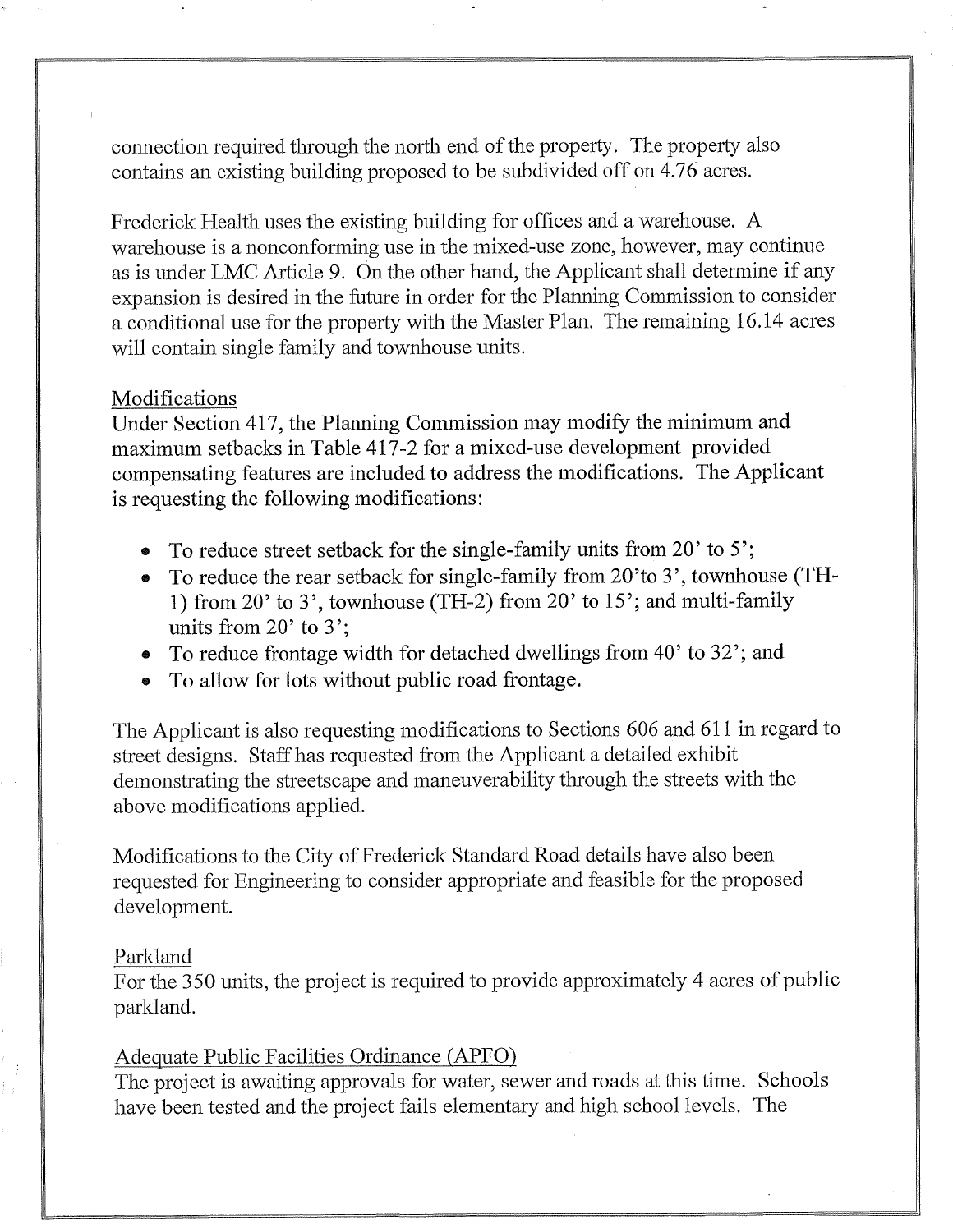connection required through the north end of the property. The property also contains an existing building proposed to be subdivided off on 4.76 acres.

Frederick Health uses the existing building for offices and a warehouse. A warehouse is a nonconforming use in the mixed-use zone, however, may continue as is under LMC Article 9. On the other hand, the Applicant shall determine if any expansion is desired in the future in order for the Planning Commission to consider a conditional use for the property with the Master Plan. The remaining 16.14 acres will contain single family and townhouse units.

## Modifications

Under Section 417, the Planning Commission may modify the minimum and maximum setbacks in Table 417-2 for a mixed-use development provided compensating features are included to address the modifications. The Applicant is requesting the following modifications:

- To reduce street setback for the single-family units from 20' to 5';
- To reduce the rear setback for single-family from 20'to 3', townhouse (TH-1) from 20' to 3', townhouse (TH-2) from 20' to 15'; and multi-family units from 20' to 3';
- To reduce frontage width for detached dwellings from 40' to 32'; and
- To allow for lots without public road frontage.

The Applicant is also requesting modifications to Sections 606 and 611 in regard to street designs. Staff has requested from the Applicant a detailed exhibit demonstrating the streetscape and maneuverability through the streets with the above modifications applied.

Modifications to the City of Frederick Standard Road details have also been requested for Engineering to consider appropriate and feasible for the proposed development.

## Parkland

For the 350 units, the project is required to provide approximately 4 acres of public parkland.

## Adequate Public Facilities Ordinance (APFO)

The project is awaiting approvals for water, sewer and roads at this time. Schools have been tested and the project fails elementary and high school levels. The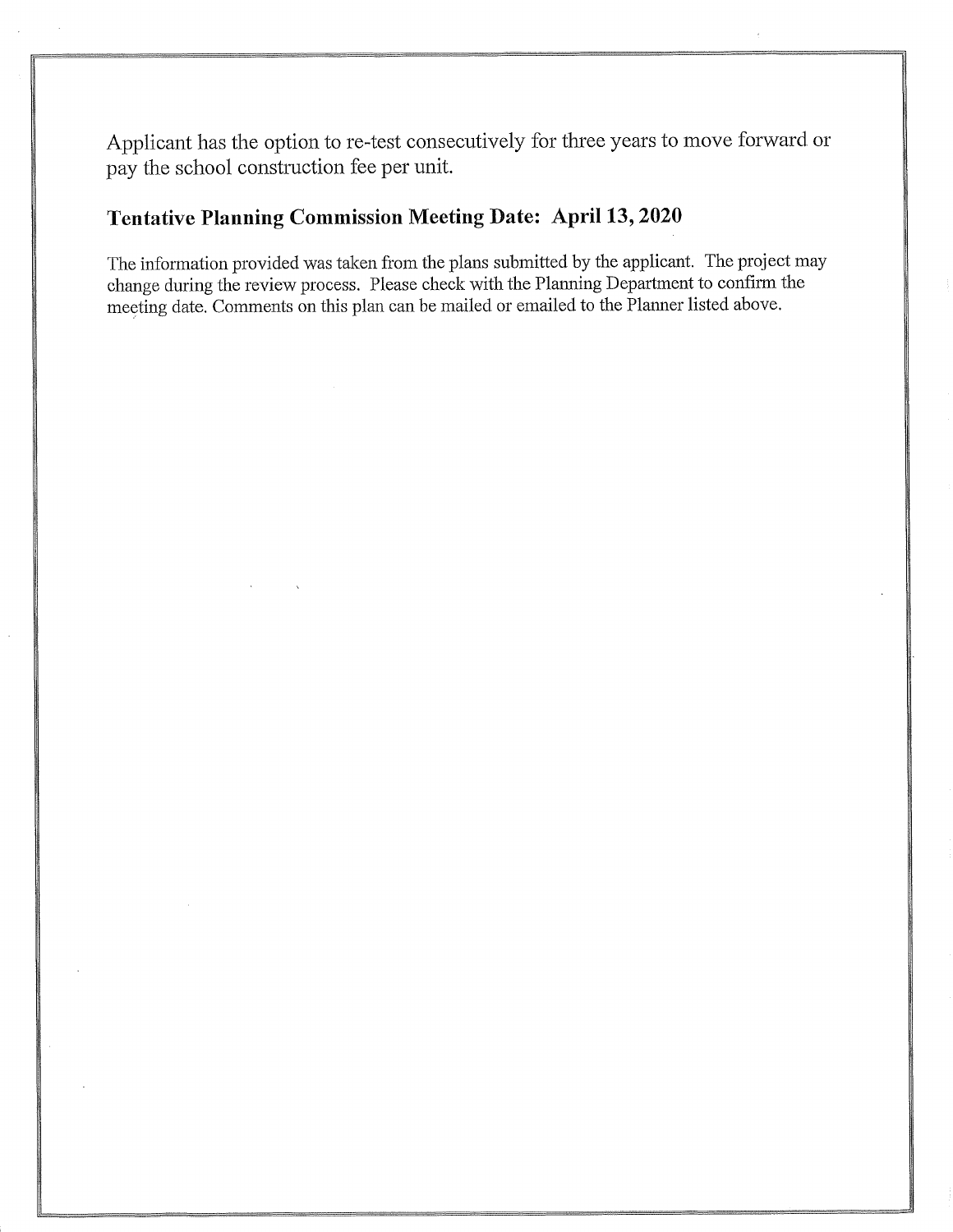Applicant has the option to re-test consecutively for three years to move forward or pay the school construction fee per unit.

## Tentative Planning Commission Meeting Date: April 13, 2020

The information provided was taken from the plans submitted by the applicant. The project may change during the review process. Please check with the Planning Department to confirm the meeting date. Comments on this plan can be mailed or emailed to the Planner listed above.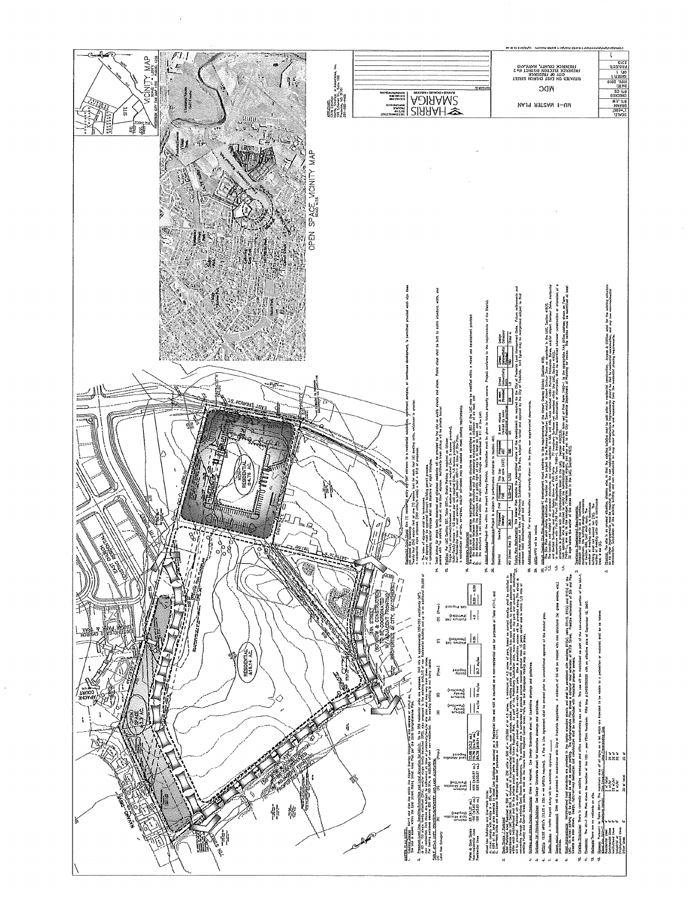MU-1 MASTER PLAN

MDC

SITUATED ON EAST CHURCH STREET
CITY OF FREDERICK
FREDERICK ELECTION DISTRICT No. 2
FREDERICK COUNTY, MARYLAND

HARRIS SMARIGA

VICINITY MAP

OPEN SPACE VICINITY MAP

RESIDENTIAL ±16.1 AC.

NON-RESIDENTIAL ±4.3 AC.

OPEN SPACE

EAST CHURCH ST.

SCALE: 1"=100'

DATE: NOV. 2019

SHEET 1 OF 1